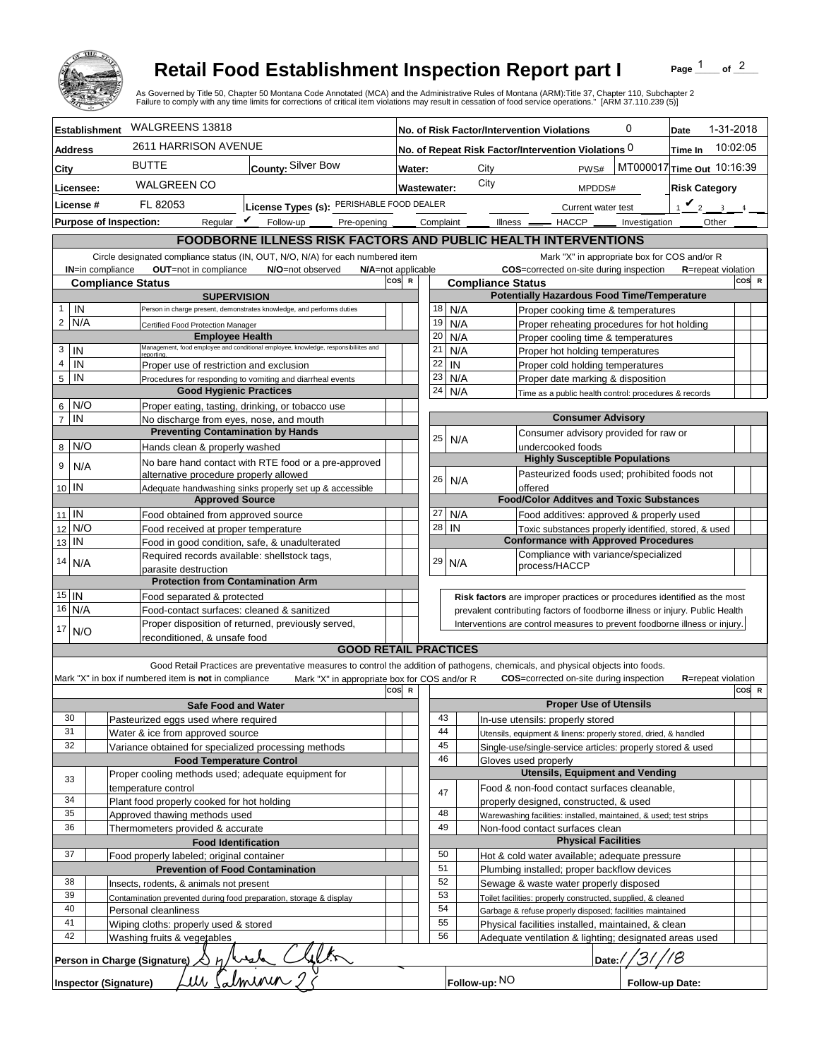# Retail Food Establishment Inspection Report part I

Page 1 of 2

As Governed by Title 50, Chapter 50 Montana Code Annotated (MCA) and the Administrative Rules of Montana (ARM):Title 37, Chapter 110, Subchapter 2
Failure to comply with any time limits for corrections of critical item violations may result in cessation of food service operations." [ARM 37.110.239 (5)]

| | | | |
|---|---|---|---|
| **Establishment** WALGREENS 13818 | | **No. of Risk Factor/Intervention Violations** 0 | **Date** 1-31-2018 |
| **Address** 2611 HARRISON AVENUE | | **No. of Repeat Risk Factor/Intervention Violations** 0 | **Time In** 10:02:05 |
| **City** BUTTE | **County:** Silver Bow | **Water:** City PWS# MT000017 | **Time Out** 10:16:39 |
| **Licensee:** WALGREEN CO | | **Wastewater:** City MPDDS# | **Risk Category** |
| **License #** FL 82053 | **License Types (s):** PERISHABLE FOOD DEALER | Current water test | 1 ✔ 2 3 4 |

**Purpose of Inspection:** Regular ✔ Follow-up ____ Pre-opening ____ Complaint ____ Illness ____ HACCP ____ Investigation ____ Other ____

## FOODBORNE ILLNESS RISK FACTORS AND PUBLIC HEALTH INTERVENTIONS

Circle designated compliance status (IN, OUT, N/O, N/A) for each numbered item — **IN**=in compliance **OUT**=not in compliance **N/O**=not observed **N/A**=not applicable

Mark "X" in appropriate box for COS and/or R — **COS**=corrected on-site during inspection **R**=repeat violation

| # | Compliance Status | Item | COS | R |
|---|---|---|---|---|
| | | **SUPERVISION** | | |
| 1 | IN | Person in charge present, demonstrates knowledge, and performs duties | | |
| 2 | N/A | Certified Food Protection Manager | | |
| | | **Employee Health** | | |
| 3 | IN | Management, food employee and conditional employee, knowledge, responsibilities and reporting. | | |
| 4 | IN | Proper use of restriction and exclusion | | |
| 5 | IN | Procedures for responding to vomiting and diarrheal events | | |
| | | **Good Hygienic Practices** | | |
| 6 | N/O | Proper eating, tasting, drinking, or tobacco use | | |
| 7 | IN | No discharge from eyes, nose, and mouth | | |
| | | **Preventing Contamination by Hands** | | |
| 8 | N/O | Hands clean & properly washed | | |
| 9 | N/A | No bare hand contact with RTE food or a pre-approved alternative procedure properly allowed | | |
| 10 | IN | Adequate handwashing sinks properly set up & accessible | | |
| | | **Approved Source** | | |
| 11 | IN | Food obtained from approved source | | |
| 12 | N/O | Food received at proper temperature | | |
| 13 | IN | Food in good condition, safe, & unadulterated | | |
| 14 | N/A | Required records available: shellstock tags, parasite destruction | | |
| | | **Protection from Contamination Arm** | | |
| 15 | IN | Food separated & protected | | |
| 16 | N/A | Food-contact surfaces: cleaned & sanitized | | |
| 17 | N/O | Proper disposition of returned, previously served, reconditioned, & unsafe food | | |
| | | **Potentially Hazardous Food Time/Temperature** | | |
| 18 | N/A | Proper cooking time & temperatures | | |
| 19 | N/A | Proper reheating procedures for hot holding | | |
| 20 | N/A | Proper cooling time & temperatures | | |
| 21 | N/A | Proper hot holding temperatures | | |
| 22 | IN | Proper cold holding temperatures | | |
| 23 | N/A | Proper date marking & disposition | | |
| 24 | N/A | Time as a public health control: procedures & records | | |
| | | **Consumer Advisory** | | |
| 25 | N/A | Consumer advisory provided for raw or undercooked foods | | |
| | | **Highly Susceptible Populations** | | |
| 26 | N/A | Pasteurized foods used; prohibited foods not offered | | |
| | | **Food/Color Additves and Toxic Substances** | | |
| 27 | N/A | Food additives: approved & properly used | | |
| 28 | IN | Toxic substances properly identified, stored, & used | | |
| | | **Conformance with Approved Procedures** | | |
| 29 | N/A | Compliance with variance/specialized process/HACCP | | |

**Risk factors** are improper practices or procedures identified as the most prevalent contributing factors of foodborne illness or injury. Public Health Interventions are control measures to prevent foodborne illness or injury.

## GOOD RETAIL PRACTICES

Good Retail Practices are preventative measures to control the addition of pathogens, chemicals, and physical objects into foods.

Mark "X" in box if numbered item is **not** in compliance — Mark "X" in appropriate box for COS and/or R — **COS**=corrected on-site during inspection **R**=repeat violation

| # | X | Item | COS | R |
|---|---|---|---|---|
| | | **Safe Food and Water** | | |
| 30 | | Pasteurized eggs used where required | | |
| 31 | | Water & ice from approved source | | |
| 32 | | Variance obtained for specialized processing methods | | |
| | | **Food Temperature Control** | | |
| 33 | | Proper cooling methods used; adequate equipment for temperature control | | |
| 34 | | Plant food properly cooked for hot holding | | |
| 35 | | Approved thawing methods used | | |
| 36 | | Thermometers provided & accurate | | |
| | | **Food Identification** | | |
| 37 | | Food properly labeled; original container | | |
| | | **Prevention of Food Contamination** | | |
| 38 | | Insects, rodents, & animals not present | | |
| 39 | | Contamination prevented during food preparation, storage & display | | |
| 40 | | Personal cleanliness | | |
| 41 | | Wiping cloths: properly used & stored | | |
| 42 | | Washing fruits & vegetables | | |
| | | **Proper Use of Utensils** | | |
| 43 | | In-use utensils: properly stored | | |
| 44 | | Utensils, equipment & linens: properly stored, dried, & handled | | |
| 45 | | Single-use/single-service articles: properly stored & used | | |
| 46 | | Gloves used properly | | |
| | | **Utensils, Equipment and Vending** | | |
| 47 | | Food & non-food contact surfaces cleanable, properly designed, constructed, & used | | |
| 48 | | Warewashing facilities: installed, maintained, & used; test strips | | |
| 49 | | Non-food contact surfaces clean | | |
| | | **Physical Facilities** | | |
| 50 | | Hot & cold water available; adequate pressure | | |
| 51 | | Plumbing installed; proper backflow devices | | |
| 52 | | Sewage & waste water properly disposed | | |
| 53 | | Toilet facilities: properly constructed, supplied, & cleaned | | |
| 54 | | Garbage & refuse properly disposed; facilities maintained | | |
| 55 | | Physical facilities installed, maintained, & clean | | |
| 56 | | Adequate ventilation & lighting; designated areas used | | |

**Person in Charge (Signature)** [signature] **Date:** 1/31/18

**Inspector (Signature)** [signature] **Follow-up:** NO **Follow-up Date:**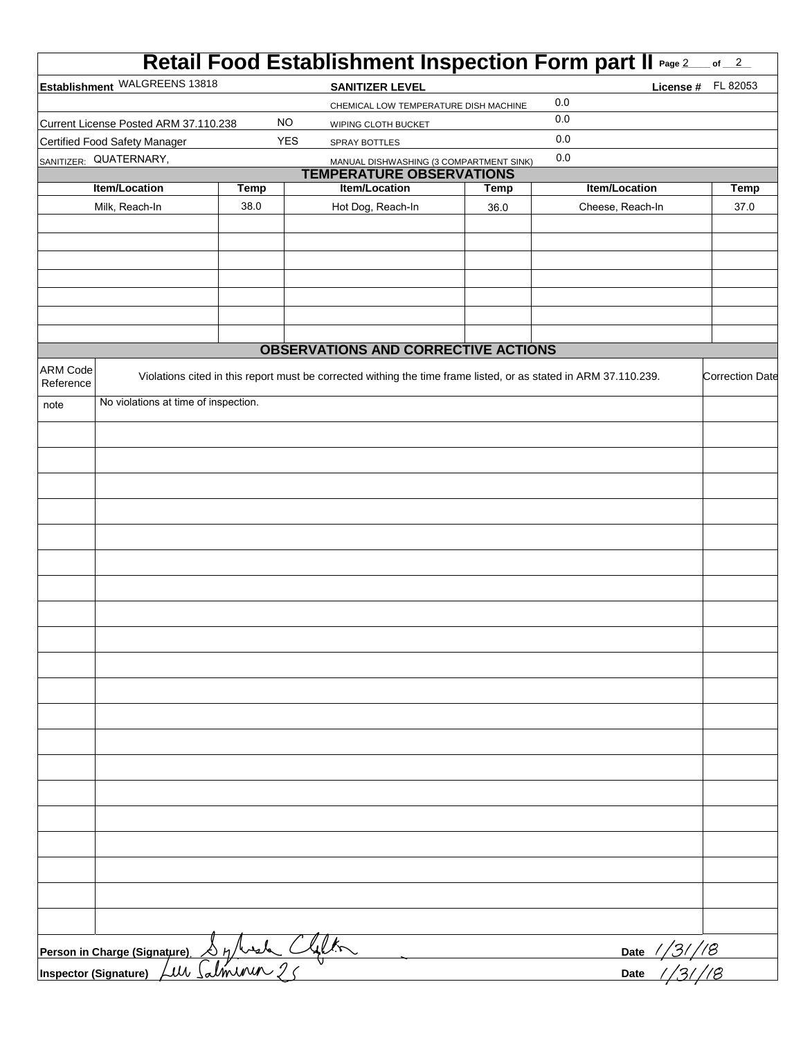# Retail Food Establishment Inspection Form part II

| | | | |
|---|---|---|---|
| **Establishment** WALGREENS 13818 | | **SANITIZER LEVEL** | **License #** FL 82053 |
| | | CHEMICAL LOW TEMPERATURE DISH MACHINE | 0.0 |
| Current License Posted ARM 37.110.238 | NO | WIPING CLOTH BUCKET | 0.0 |
| Certified Food Safety Manager | YES | SPRAY BOTTLES | 0.0 |
| SANITIZER: QUATERNARY, | | MANUAL DISHWASHING (3 COMPARTMENT SINK) | 0.0 |

## TEMPERATURE OBSERVATIONS

| Item/Location | Temp | Item/Location | Temp | Item/Location | Temp |
|---|---|---|---|---|---|
| Milk, Reach-In | 38.0 | Hot Dog, Reach-In | 36.0 | Cheese, Reach-In | 37.0 |

## OBSERVATIONS AND CORRECTIVE ACTIONS

| ARM Code Reference | Violations cited in this report must be corrected withing the time frame listed, or as stated in ARM 37.110.239. | Correction Date |
|---|---|---|
| note | No violations at time of inspection. | |

**Person in Charge (Signature)** Sylvester Clifton **Date** 1/31/18

**Inspector (Signature)** Lew Salminen 25 **Date** 1/31/18